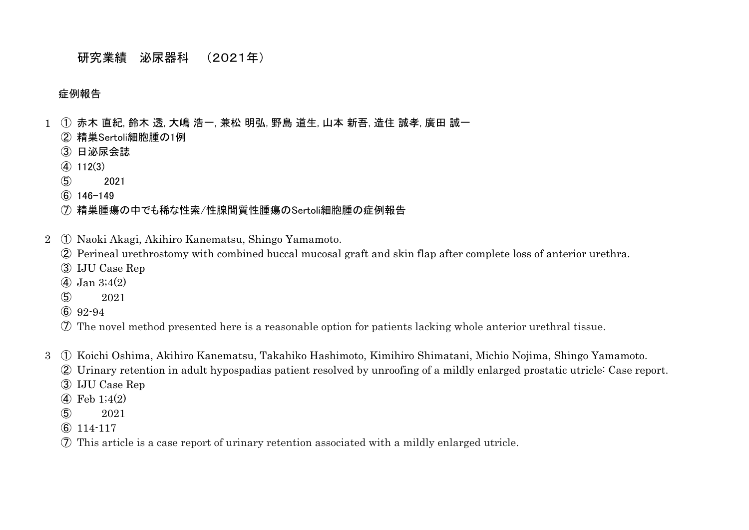# 研究業績　泌尿器科　（2021年）

## 症例報告

1 ① 赤木 直紀, 鈴木 透, 大嶋 浩一, 兼松 明弘, 野島 道生, 山本 新吾, 造住 誠孝, 廣田 誠一
　② 精巣Sertoli細胞腫の1例
　③ 日泌尿会誌
　④ 112(3)
　⑤ 2021
　⑥ 146-149
　⑦ 精巣腫瘍の中でも稀な性索/性腺間質性腫瘍のSertoli細胞腫の症例報告

2 ① Naoki Akagi, Akihiro Kanematsu, Shingo Yamamoto.
　② Perineal urethrostomy with combined buccal mucosal graft and skin flap after complete loss of anterior urethra.
　③ IJU Case Rep
　④ Jan 3;4(2)
　⑤ 2021
　⑥ 92-94
　⑦ The novel method presented here is a reasonable option for patients lacking whole anterior urethral tissue.

3 ① Koichi Oshima, Akihiro Kanematsu, Takahiko Hashimoto, Kimihiro Shimatani, Michio Nojima, Shingo Yamamoto.
　② Urinary retention in adult hypospadias patient resolved by unroofing of a mildly enlarged prostatic utricle: Case report.
　③ IJU Case Rep
　④ Feb 1;4(2)
　⑤ 2021
　⑥ 114-117
　⑦ This article is a case report of urinary retention associated with a mildly enlarged utricle.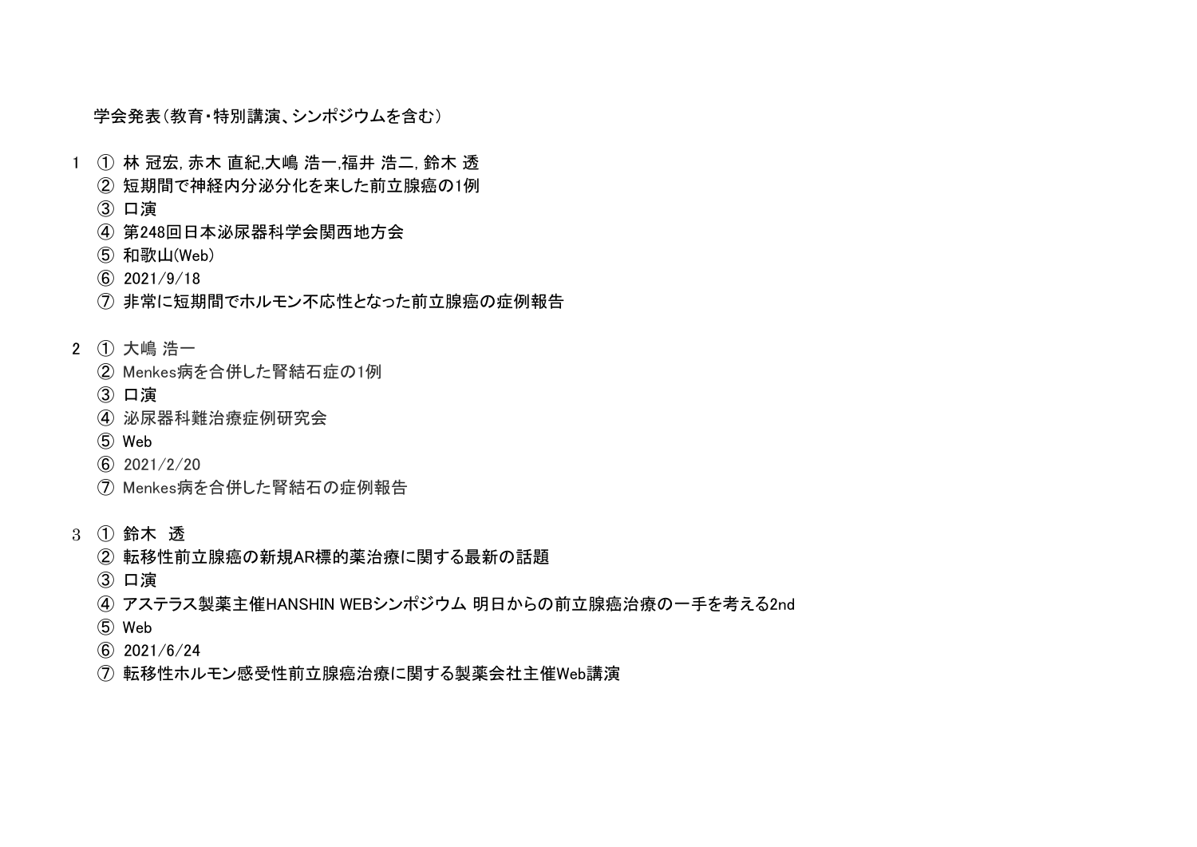学会発表（教育・特別講演、シンポジウムを含む）

1 ① 林 冠宏, 赤木 直紀,大嶋 浩一,福井 浩二, 鈴木 透
② 短期間で神経内分泌分化を来した前立腺癌の1例
③ 口演
④ 第248回日本泌尿器科学会関西地方会
⑤ 和歌山(Web)
⑥ 2021/9/18
⑦ 非常に短期間でホルモン不応性となった前立腺癌の症例報告

2 ① 大嶋 浩一
② Menkes病を合併した腎結石症の1例
③ 口演
④ 泌尿器科難治療症例研究会
⑤ Web
⑥ 2021/2/20
⑦ Menkes病を合併した腎結石の症例報告

3 ① 鈴木　透
② 転移性前立腺癌の新規AR標的薬治療に関する最新の話題
③ 口演
④ アステラス製薬主催HANSHIN WEBシンポジウム 明日からの前立腺癌治療の一手を考える2nd
⑤ Web
⑥ 2021/6/24
⑦ 転移性ホルモン感受性前立腺癌治療に関する製薬会社主催Web講演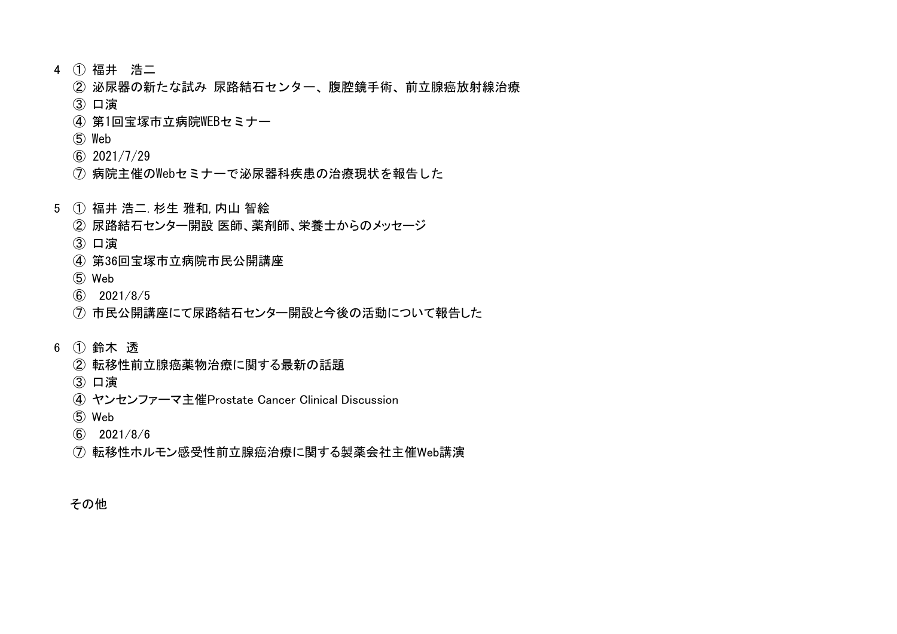4 ① 福井　浩二
② 泌尿器の新たな試み 尿路結石センター、腹腔鏡手術、前立腺癌放射線治療
③ 口演
④ 第1回宝塚市立病院WEBセミナー
⑤ Web
⑥ 2021/7/29
⑦ 病院主催のWebセミナーで泌尿器科疾患の治療現状を報告した

5 ① 福井 浩二. 杉生 雅和, 内山 智絵
② 尿路結石センター開設 医師、薬剤師、栄養士からのメッセージ
③ 口演
④ 第36回宝塚市立病院市民公開講座
⑤ Web
⑥ 2021/8/5
⑦ 市民公開講座にて尿路結石センター開設と今後の活動について報告した

6 ① 鈴木　透
② 転移性前立腺癌薬物治療に関する最新の話題
③ 口演
④ ヤンセンファーマ主催Prostate Cancer Clinical Discussion
⑤ Web
⑥ 2021/8/6
⑦ 転移性ホルモン感受性前立腺癌治療に関する製薬会社主催Web講演

その他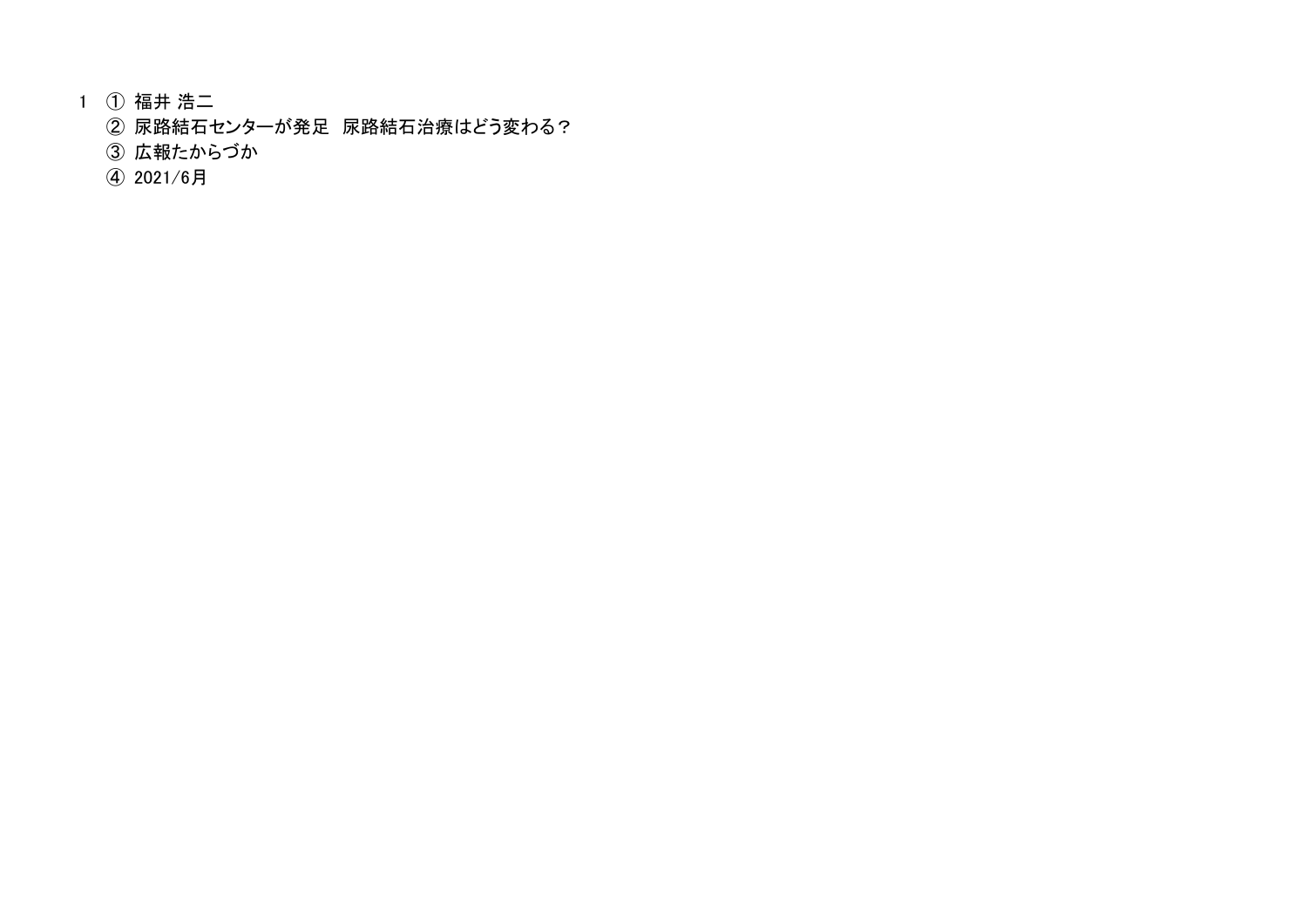1 ① 福井 浩二
② 尿路結石センターが発足 尿路結石治療はどう変わる？
③ 広報たからづか
④ 2021/6月